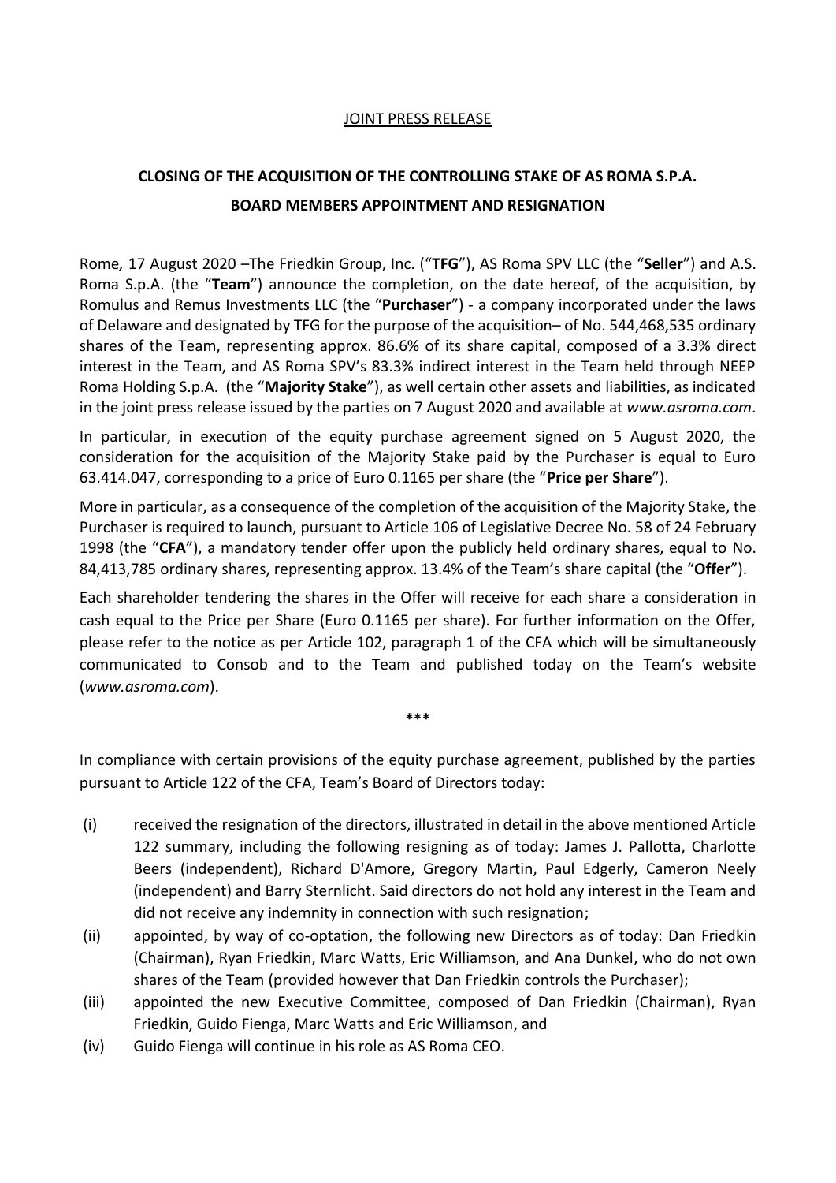JOINT PRESS RELEASE

# CLOSING OF THE ACQUISITION OF THE CONTROLLING STAKE OF AS ROMA S.P.A.

## BOARD MEMBERS APPOINTMENT AND RESIGNATION

Rome*,* 17 August 2020 –The Friedkin Group, Inc. ("**TFG**"), AS Roma SPV LLC (the "**Seller**") and A.S. Roma S.p.A. (the "**Team**") announce the completion, on the date hereof, of the acquisition, by Romulus and Remus Investments LLC (the "**Purchaser**") - a company incorporated under the laws of Delaware and designated by TFG for the purpose of the acquisition– of No. 544,468,535 ordinary shares of the Team, representing approx. 86.6% of its share capital, composed of a 3.3% direct interest in the Team, and AS Roma SPV's 83.3% indirect interest in the Team held through NEEP Roma Holding S.p.A. (the "**Majority Stake**"), as well certain other assets and liabilities, as indicated in the joint press release issued by the parties on 7 August 2020 and available at *www.asroma.com*.

In particular, in execution of the equity purchase agreement signed on 5 August 2020, the consideration for the acquisition of the Majority Stake paid by the Purchaser is equal to Euro 63.414.047, corresponding to a price of Euro 0.1165 per share (the "**Price per Share**").

More in particular, as a consequence of the completion of the acquisition of the Majority Stake, the Purchaser is required to launch, pursuant to Article 106 of Legislative Decree No. 58 of 24 February 1998 (the "**CFA**"), a mandatory tender offer upon the publicly held ordinary shares, equal to No. 84,413,785 ordinary shares, representing approx. 13.4% of the Team's share capital (the "**Offer**").

Each shareholder tendering the shares in the Offer will receive for each share a consideration in cash equal to the Price per Share (Euro 0.1165 per share). For further information on the Offer, please refer to the notice as per Article 102, paragraph 1 of the CFA which will be simultaneously communicated to Consob and to the Team and published today on the Team's website (*www.asroma.com*).

***

In compliance with certain provisions of the equity purchase agreement, published by the parties pursuant to Article 122 of the CFA, Team's Board of Directors today:

(i) received the resignation of the directors, illustrated in detail in the above mentioned Article 122 summary, including the following resigning as of today: James J. Pallotta, Charlotte Beers (independent), Richard D'Amore, Gregory Martin, Paul Edgerly, Cameron Neely (independent) and Barry Sternlicht. Said directors do not hold any interest in the Team and did not receive any indemnity in connection with such resignation;

(ii) appointed, by way of co-optation, the following new Directors as of today: Dan Friedkin (Chairman), Ryan Friedkin, Marc Watts, Eric Williamson, and Ana Dunkel, who do not own shares of the Team (provided however that Dan Friedkin controls the Purchaser);

(iii) appointed the new Executive Committee, composed of Dan Friedkin (Chairman), Ryan Friedkin, Guido Fienga, Marc Watts and Eric Williamson, and

(iv) Guido Fienga will continue in his role as AS Roma CEO.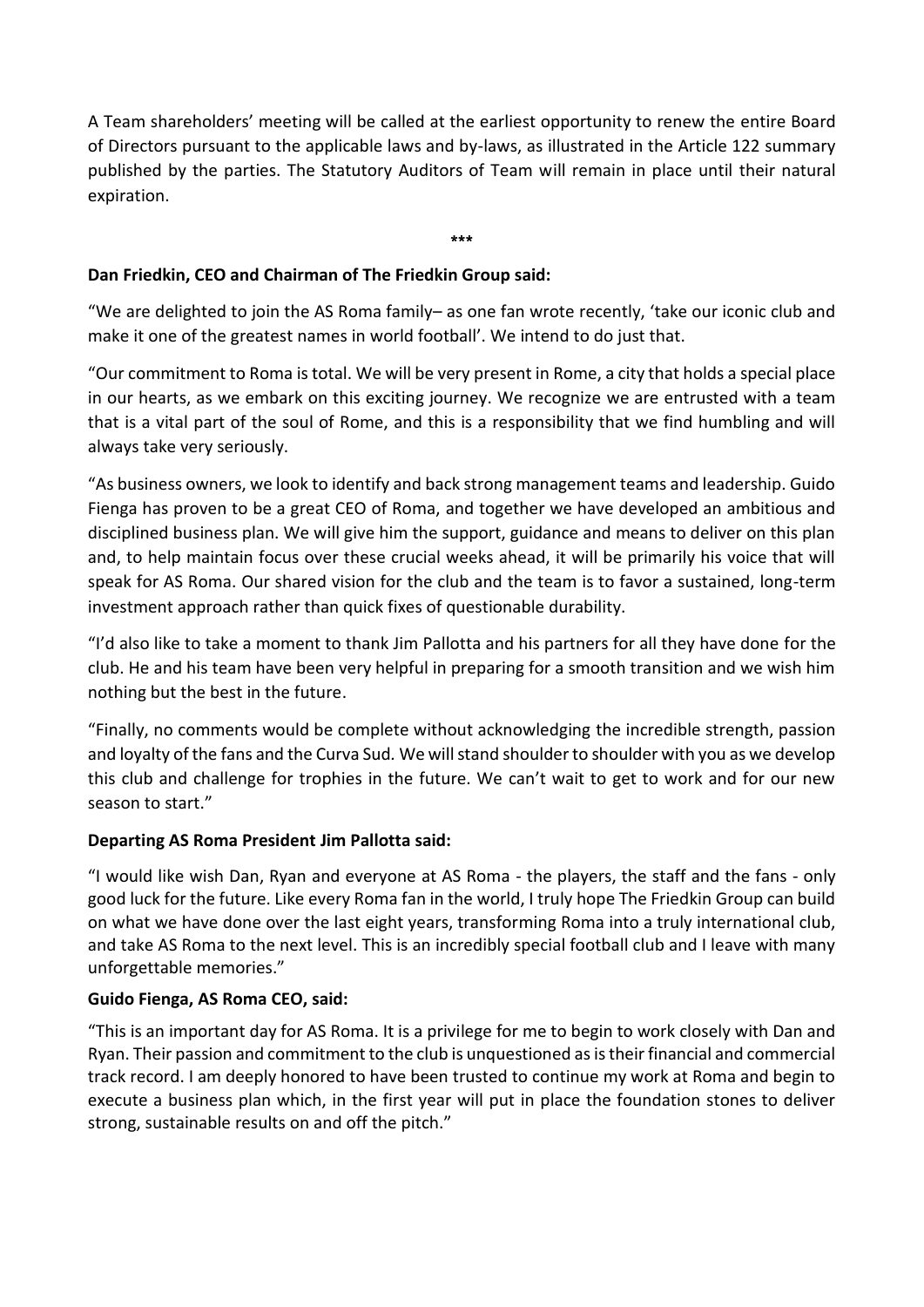A Team shareholders' meeting will be called at the earliest opportunity to renew the entire Board of Directors pursuant to the applicable laws and by-laws, as illustrated in the Article 122 summary published by the parties. The Statutory Auditors of Team will remain in place until their natural expiration.

***

**Dan Friedkin, CEO and Chairman of The Friedkin Group said:**

"We are delighted to join the AS Roma family– as one fan wrote recently, 'take our iconic club and make it one of the greatest names in world football'. We intend to do just that.

"Our commitment to Roma is total. We will be very present in Rome, a city that holds a special place in our hearts, as we embark on this exciting journey. We recognize we are entrusted with a team that is a vital part of the soul of Rome, and this is a responsibility that we find humbling and will always take very seriously.

"As business owners, we look to identify and back strong management teams and leadership. Guido Fienga has proven to be a great CEO of Roma, and together we have developed an ambitious and disciplined business plan. We will give him the support, guidance and means to deliver on this plan and, to help maintain focus over these crucial weeks ahead, it will be primarily his voice that will speak for AS Roma. Our shared vision for the club and the team is to favor a sustained, long-term investment approach rather than quick fixes of questionable durability.

"I'd also like to take a moment to thank Jim Pallotta and his partners for all they have done for the club. He and his team have been very helpful in preparing for a smooth transition and we wish him nothing but the best in the future.

"Finally, no comments would be complete without acknowledging the incredible strength, passion and loyalty of the fans and the Curva Sud. We will stand shoulder to shoulder with you as we develop this club and challenge for trophies in the future. We can't wait to get to work and for our new season to start."

**Departing AS Roma President Jim Pallotta said:**

"I would like wish Dan, Ryan and everyone at AS Roma - the players, the staff and the fans - only good luck for the future. Like every Roma fan in the world, I truly hope The Friedkin Group can build on what we have done over the last eight years, transforming Roma into a truly international club, and take AS Roma to the next level. This is an incredibly special football club and I leave with many unforgettable memories."

**Guido Fienga, AS Roma CEO, said:**

"This is an important day for AS Roma. It is a privilege for me to begin to work closely with Dan and Ryan. Their passion and commitment to the club is unquestioned as is their financial and commercial track record. I am deeply honored to have been trusted to continue my work at Roma and begin to execute a business plan which, in the first year will put in place the foundation stones to deliver strong, sustainable results on and off the pitch."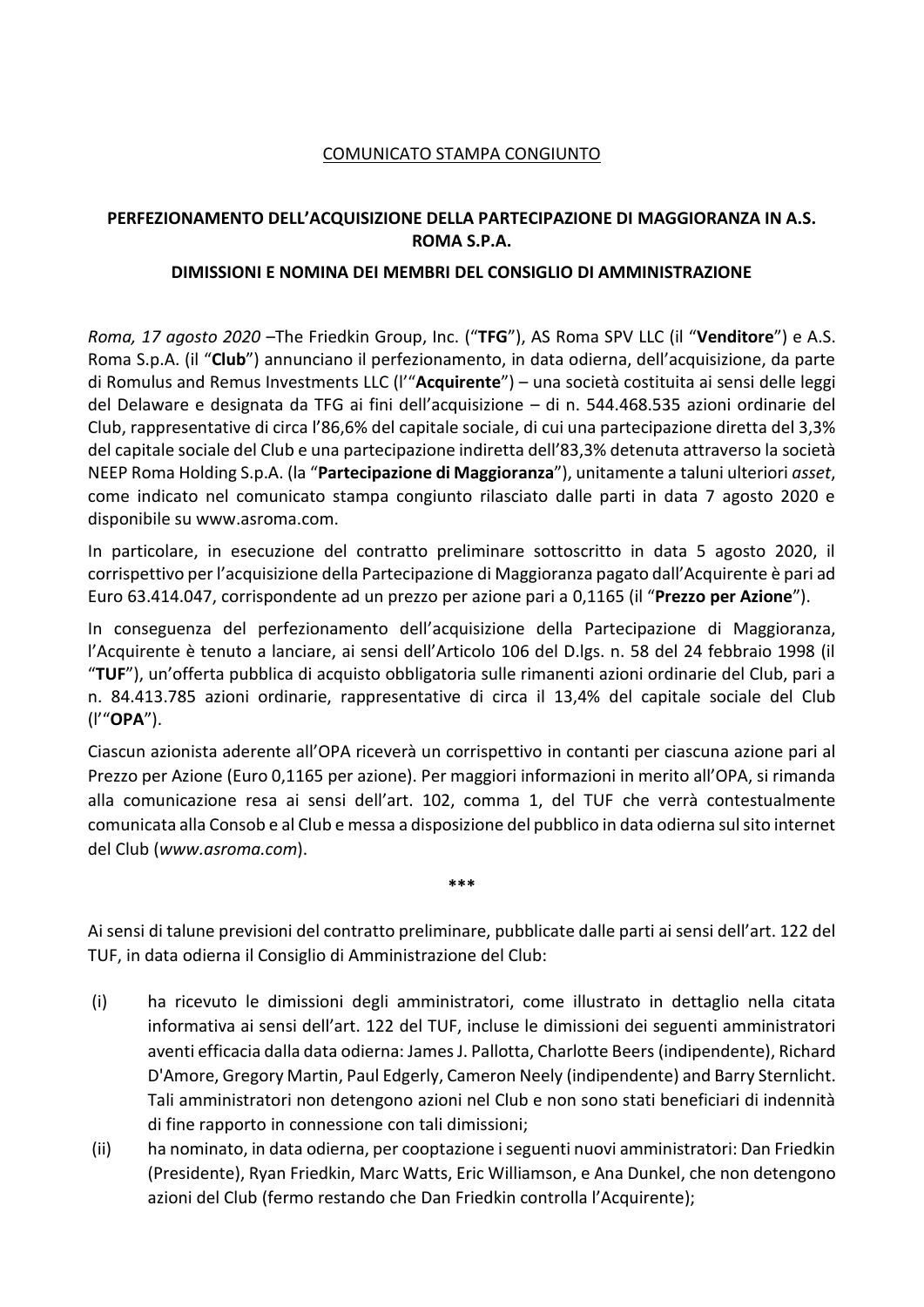<u>COMUNICATO STAMPA CONGIUNTO</u>

**PERFEZIONAMENTO DELL'ACQUISIZIONE DELLA PARTECIPAZIONE DI MAGGIORANZA IN A.S. ROMA S.P.A.**

**DIMISSIONI E NOMINA DEI MEMBRI DEL CONSIGLIO DI AMMINISTRAZIONE**

*Roma, 17 agosto 2020* –The Friedkin Group, Inc. ("**TFG**"), AS Roma SPV LLC (il "**Venditore**") e A.S. Roma S.p.A. (il "**Club**") annunciano il perfezionamento, in data odierna, dell'acquisizione, da parte di Romulus and Remus Investments LLC (l'"**Acquirente**") – una società costituita ai sensi delle leggi del Delaware e designata da TFG ai fini dell'acquisizione – di n. 544.468.535 azioni ordinarie del Club, rappresentative di circa l'86,6% del capitale sociale, di cui una partecipazione diretta del 3,3% del capitale sociale del Club e una partecipazione indiretta dell'83,3% detenuta attraverso la società NEEP Roma Holding S.p.A. (la "**Partecipazione di Maggioranza**"), unitamente a taluni ulteriori *asset*, come indicato nel comunicato stampa congiunto rilasciato dalle parti in data 7 agosto 2020 e disponibile su www.asroma.com.

In particolare, in esecuzione del contratto preliminare sottoscritto in data 5 agosto 2020, il corrispettivo per l'acquisizione della Partecipazione di Maggioranza pagato dall'Acquirente è pari ad Euro 63.414.047, corrispondente ad un prezzo per azione pari a 0,1165 (il "**Prezzo per Azione**").

In conseguenza del perfezionamento dell'acquisizione della Partecipazione di Maggioranza, l'Acquirente è tenuto a lanciare, ai sensi dell'Articolo 106 del D.lgs. n. 58 del 24 febbraio 1998 (il "**TUF**"), un'offerta pubblica di acquisto obbligatoria sulle rimanenti azioni ordinarie del Club, pari a n. 84.413.785 azioni ordinarie, rappresentative di circa il 13,4% del capitale sociale del Club (l'"**OPA**").

Ciascun azionista aderente all'OPA riceverà un corrispettivo in contanti per ciascuna azione pari al Prezzo per Azione (Euro 0,1165 per azione). Per maggiori informazioni in merito all'OPA, si rimanda alla comunicazione resa ai sensi dell'art. 102, comma 1, del TUF che verrà contestualmente comunicata alla Consob e al Club e messa a disposizione del pubblico in data odierna sul sito internet del Club (*www.asroma.com*).

***

Ai sensi di talune previsioni del contratto preliminare, pubblicate dalle parti ai sensi dell'art. 122 del TUF, in data odierna il Consiglio di Amministrazione del Club:

(i) ha ricevuto le dimissioni degli amministratori, come illustrato in dettaglio nella citata informativa ai sensi dell'art. 122 del TUF, incluse le dimissioni dei seguenti amministratori aventi efficacia dalla data odierna: James J. Pallotta, Charlotte Beers (indipendente), Richard D'Amore, Gregory Martin, Paul Edgerly, Cameron Neely (indipendente) and Barry Sternlicht. Tali amministratori non detengono azioni nel Club e non sono stati beneficiari di indennità di fine rapporto in connessione con tali dimissioni;

(ii) ha nominato, in data odierna, per cooptazione i seguenti nuovi amministratori: Dan Friedkin (Presidente), Ryan Friedkin, Marc Watts, Eric Williamson, e Ana Dunkel, che non detengono azioni del Club (fermo restando che Dan Friedkin controlla l'Acquirente);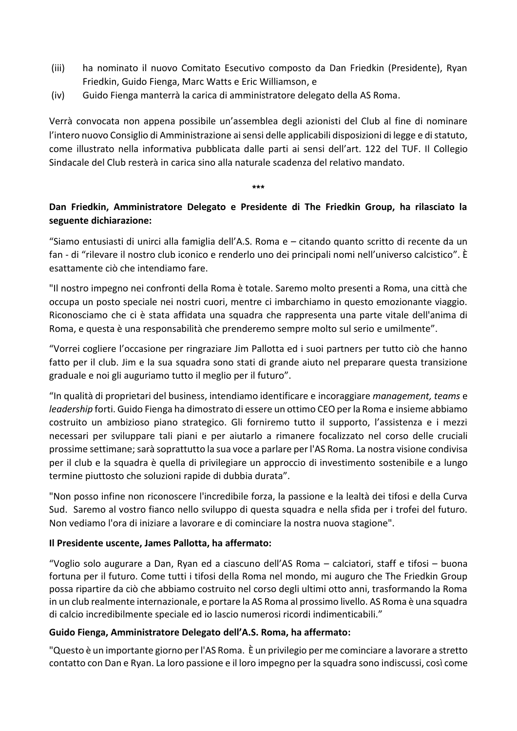(iii) ha nominato il nuovo Comitato Esecutivo composto da Dan Friedkin (Presidente), Ryan Friedkin, Guido Fienga, Marc Watts e Eric Williamson, e

(iv) Guido Fienga manterrà la carica di amministratore delegato della AS Roma.

Verrà convocata non appena possibile un'assemblea degli azionisti del Club al fine di nominare l'intero nuovo Consiglio di Amministrazione ai sensi delle applicabili disposizioni di legge e di statuto, come illustrato nella informativa pubblicata dalle parti ai sensi dell'art. 122 del TUF. Il Collegio Sindacale del Club resterà in carica sino alla naturale scadenza del relativo mandato.

***

**Dan Friedkin, Amministratore Delegato e Presidente di The Friedkin Group, ha rilasciato la seguente dichiarazione:**

"Siamo entusiasti di unirci alla famiglia dell'A.S. Roma e – citando quanto scritto di recente da un fan - di "rilevare il nostro club iconico e renderlo uno dei principali nomi nell'universo calcistico". È esattamente ciò che intendiamo fare.

"Il nostro impegno nei confronti della Roma è totale. Saremo molto presenti a Roma, una città che occupa un posto speciale nei nostri cuori, mentre ci imbarchiamo in questo emozionante viaggio. Riconosciamo che ci è stata affidata una squadra che rappresenta una parte vitale dell'anima di Roma, e questa è una responsabilità che prenderemo sempre molto sul serio e umilmente".

"Vorrei cogliere l'occasione per ringraziare Jim Pallotta ed i suoi partners per tutto ciò che hanno fatto per il club. Jim e la sua squadra sono stati di grande aiuto nel preparare questa transizione graduale e noi gli auguriamo tutto il meglio per il futuro".

"In qualità di proprietari del business, intendiamo identificare e incoraggiare *management, teams* e *leadership* forti. Guido Fienga ha dimostrato di essere un ottimo CEO per la Roma e insieme abbiamo costruito un ambizioso piano strategico. Gli forniremo tutto il supporto, l'assistenza e i mezzi necessari per sviluppare tali piani e per aiutarlo a rimanere focalizzato nel corso delle cruciali prossime settimane; sarà soprattutto la sua voce a parlare per l'AS Roma. La nostra visione condivisa per il club e la squadra è quella di privilegiare un approccio di investimento sostenibile e a lungo termine piuttosto che soluzioni rapide di dubbia durata".

"Non posso infine non riconoscere l'incredibile forza, la passione e la lealtà dei tifosi e della Curva Sud. Saremo al vostro fianco nello sviluppo di questa squadra e nella sfida per i trofei del futuro. Non vediamo l'ora di iniziare a lavorare e di cominciare la nostra nuova stagione".

**Il Presidente uscente, James Pallotta, ha affermato:**

"Voglio solo augurare a Dan, Ryan ed a ciascuno dell'AS Roma – calciatori, staff e tifosi – buona fortuna per il futuro. Come tutti i tifosi della Roma nel mondo, mi auguro che The Friedkin Group possa ripartire da ciò che abbiamo costruito nel corso degli ultimi otto anni, trasformando la Roma in un club realmente internazionale, e portare la AS Roma al prossimo livello. AS Roma è una squadra di calcio incredibilmente speciale ed io lascio numerosi ricordi indimenticabili."

**Guido Fienga, Amministratore Delegato dell'A.S. Roma, ha affermato:**

"Questo è un importante giorno per l'AS Roma. È un privilegio per me cominciare a lavorare a stretto contatto con Dan e Ryan. La loro passione e il loro impegno per la squadra sono indiscussi, così come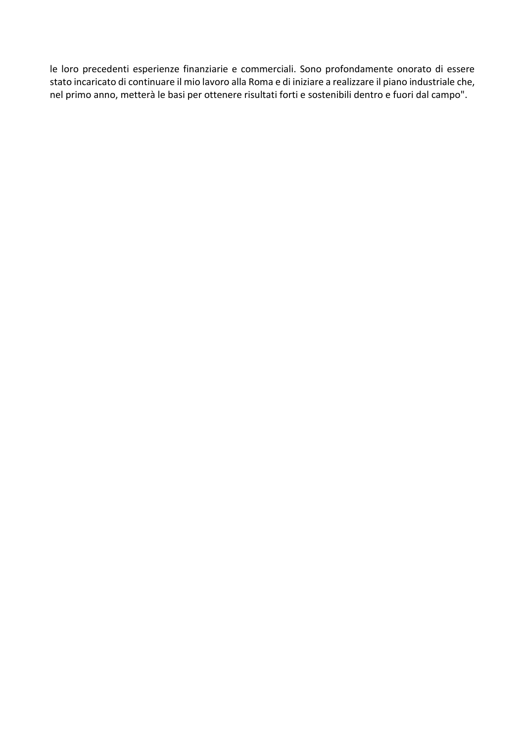le loro precedenti esperienze finanziarie e commerciali. Sono profondamente onorato di essere stato incaricato di continuare il mio lavoro alla Roma e di iniziare a realizzare il piano industriale che, nel primo anno, metterà le basi per ottenere risultati forti e sostenibili dentro e fuori dal campo".